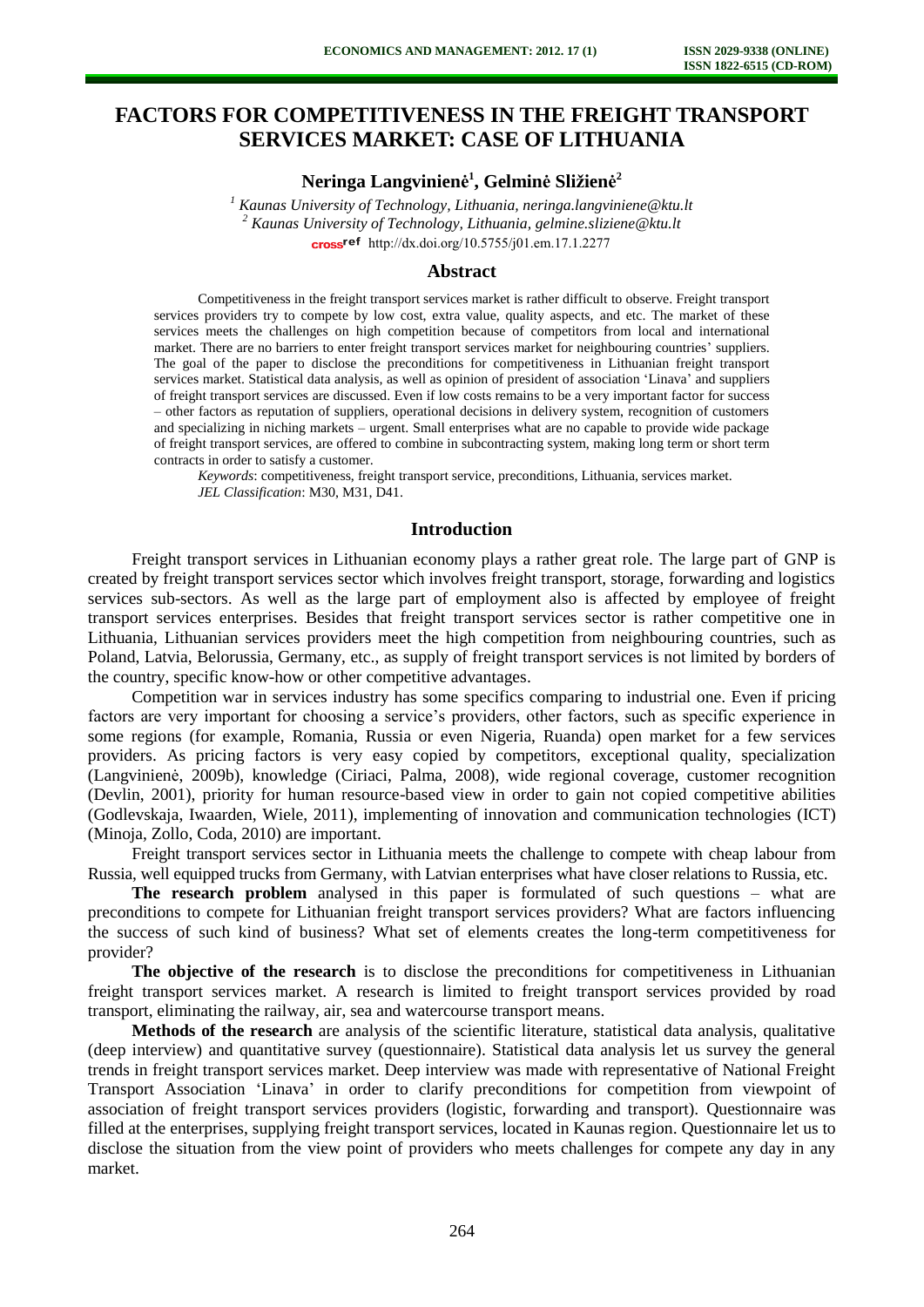# FACTORS FOR COMPETITIVENESS IN THE FREIGHT TRANSPORT SERVICES MARKET: CASE OF LITHUANIA

**Neringa Langvinienė[1], Gelminė Sližienė[2]**

[1] *Kaunas University of Technology, Lithuania, neringa.langviniene@ktu.lt*
[2] *Kaunas University of Technology, Lithuania, gelmine.sliziene@ktu.lt*
http://dx.doi.org/10.5755/j01.em.17.1.2277

## Abstract

Competitiveness in the freight transport services market is rather difficult to observe. Freight transport services providers try to compete by low cost, extra value, quality aspects, and etc. The market of these services meets the challenges on high competition because of competitors from local and international market. There are no barriers to enter freight transport services market for neighbouring countries' suppliers. The goal of the paper to disclose the preconditions for competitiveness in Lithuanian freight transport services market. Statistical data analysis, as well as opinion of president of association 'Linava' and suppliers of freight transport services are discussed. Even if low costs remains to be a very important factor for success – other factors as reputation of suppliers, operational decisions in delivery system, recognition of customers and specializing in niching markets – urgent. Small enterprises what are no capable to provide wide package of freight transport services, are offered to combine in subcontracting system, making long term or short term contracts in order to satisfy a customer.

*Keywords*: competitiveness, freight transport service, preconditions, Lithuania, services market.
*JEL Classification*: M30, M31, D41.

## Introduction

Freight transport services in Lithuanian economy plays a rather great role. The large part of GNP is created by freight transport services sector which involves freight transport, storage, forwarding and logistics services sub-sectors. As well as the large part of employment also is affected by employee of freight transport services enterprises. Besides that freight transport services sector is rather competitive one in Lithuania, Lithuanian services providers meet the high competition from neighbouring countries, such as Poland, Latvia, Belorussia, Germany, etc., as supply of freight transport services is not limited by borders of the country, specific know-how or other competitive advantages.

Competition war in services industry has some specifics comparing to industrial one. Even if pricing factors are very important for choosing a service's providers, other factors, such as specific experience in some regions (for example, Romania, Russia or even Nigeria, Ruanda) open market for a few services providers. As pricing factors is very easy copied by competitors, exceptional quality, specialization (Langvinienė, 2009b), knowledge (Ciriaci, Palma, 2008), wide regional coverage, customer recognition (Devlin, 2001), priority for human resource-based view in order to gain not copied competitive abilities (Godlevskaja, Iwaarden, Wiele, 2011), implementing of innovation and communication technologies (ICT) (Minoja, Zollo, Coda, 2010) are important.

Freight transport services sector in Lithuania meets the challenge to compete with cheap labour from Russia, well equipped trucks from Germany, with Latvian enterprises what have closer relations to Russia, etc.

**The research problem** analysed in this paper is formulated of such questions – what are preconditions to compete for Lithuanian freight transport services providers? What are factors influencing the success of such kind of business? What set of elements creates the long-term competitiveness for provider?

**The objective of the research** is to disclose the preconditions for competitiveness in Lithuanian freight transport services market. A research is limited to freight transport services provided by road transport, eliminating the railway, air, sea and watercourse transport means.

**Methods of the research** are analysis of the scientific literature, statistical data analysis, qualitative (deep interview) and quantitative survey (questionnaire). Statistical data analysis let us survey the general trends in freight transport services market. Deep interview was made with representative of National Freight Transport Association 'Linava' in order to clarify preconditions for competition from viewpoint of association of freight transport services providers (logistic, forwarding and transport). Questionnaire was filled at the enterprises, supplying freight transport services, located in Kaunas region. Questionnaire let us to disclose the situation from the view point of providers who meets challenges for compete any day in any market.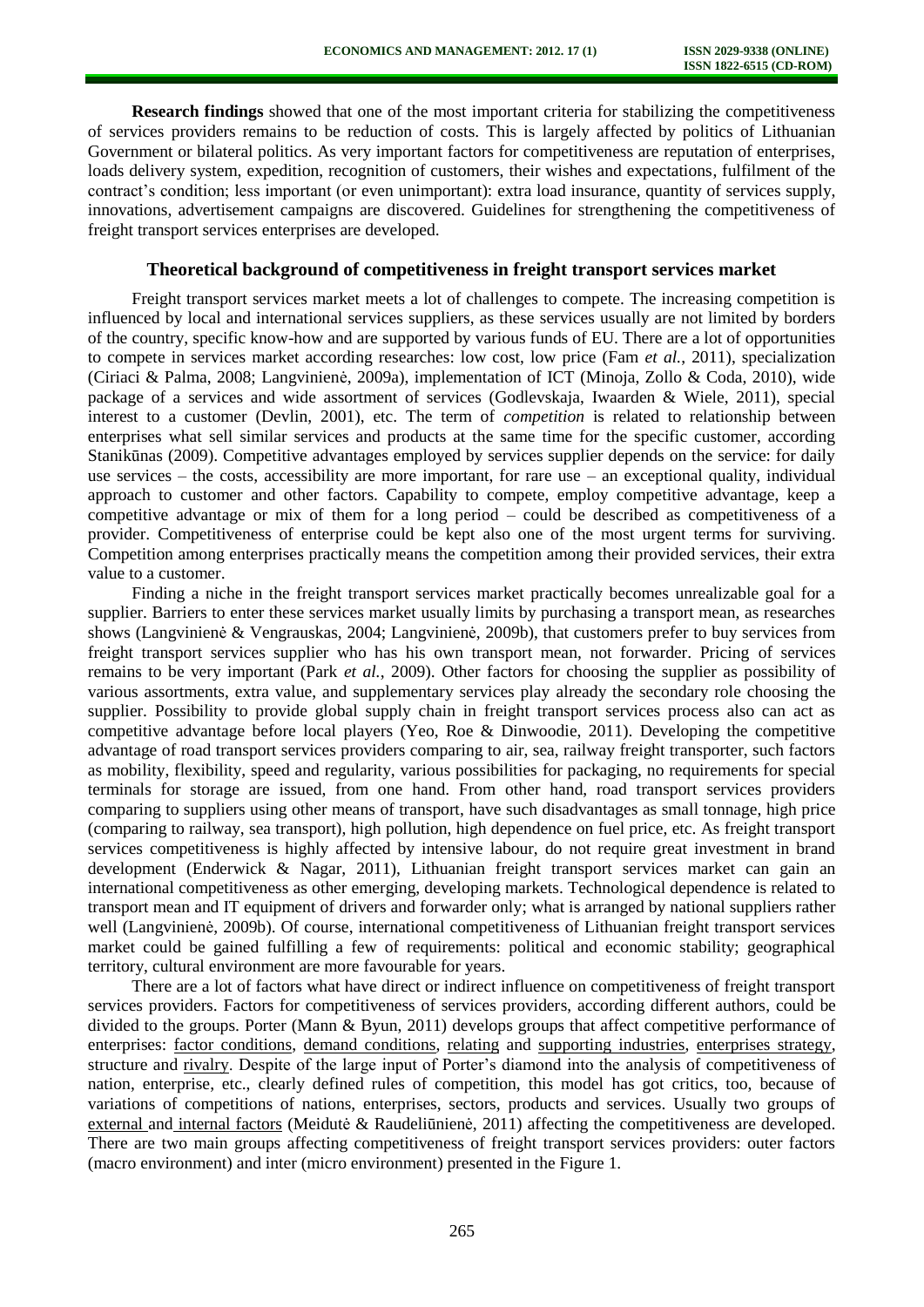**Research findings** showed that one of the most important criteria for stabilizing the competitiveness of services providers remains to be reduction of costs. This is largely affected by politics of Lithuanian Government or bilateral politics. As very important factors for competitiveness are reputation of enterprises, loads delivery system, expedition, recognition of customers, their wishes and expectations, fulfilment of the contract's condition; less important (or even unimportant): extra load insurance, quantity of services supply, innovations, advertisement campaigns are discovered. Guidelines for strengthening the competitiveness of freight transport services enterprises are developed.

## Theoretical background of competitiveness in freight transport services market

Freight transport services market meets a lot of challenges to compete. The increasing competition is influenced by local and international services suppliers, as these services usually are not limited by borders of the country, specific know-how and are supported by various funds of EU. There are a lot of opportunities to compete in services market according researches: low cost, low price (Fam *et al.*, 2011), specialization (Ciriaci & Palma, 2008; Langvinienė, 2009a), implementation of ICT (Minoja, Zollo & Coda, 2010), wide package of a services and wide assortment of services (Godlevskaja, Iwaarden & Wiele, 2011), special interest to a customer (Devlin, 2001), etc. The term of *competition* is related to relationship between enterprises what sell similar services and products at the same time for the specific customer, according Stanikūnas (2009). Competitive advantages employed by services supplier depends on the service: for daily use services – the costs, accessibility are more important, for rare use – an exceptional quality, individual approach to customer and other factors. Capability to compete, employ competitive advantage, keep a competitive advantage or mix of them for a long period – could be described as competitiveness of a provider. Competitiveness of enterprise could be kept also one of the most urgent terms for surviving. Competition among enterprises practically means the competition among their provided services, their extra value to a customer.

Finding a niche in the freight transport services market practically becomes unrealizable goal for a supplier. Barriers to enter these services market usually limits by purchasing a transport mean, as researches shows (Langvinienė & Vengrauskas, 2004; Langvinienė, 2009b), that customers prefer to buy services from freight transport services supplier who has his own transport mean, not forwarder. Pricing of services remains to be very important (Park *et al.*, 2009). Other factors for choosing the supplier as possibility of various assortments, extra value, and supplementary services play already the secondary role choosing the supplier. Possibility to provide global supply chain in freight transport services process also can act as competitive advantage before local players (Yeo, Roe & Dinwoodie, 2011). Developing the competitive advantage of road transport services providers comparing to air, sea, railway freight transporter, such factors as mobility, flexibility, speed and regularity, various possibilities for packaging, no requirements for special terminals for storage are issued, from one hand. From other hand, road transport services providers comparing to suppliers using other means of transport, have such disadvantages as small tonnage, high price (comparing to railway, sea transport), high pollution, high dependence on fuel price, etc. As freight transport services competitiveness is highly affected by intensive labour, do not require great investment in brand development (Enderwick & Nagar, 2011), Lithuanian freight transport services market can gain an international competitiveness as other emerging, developing markets. Technological dependence is related to transport mean and IT equipment of drivers and forwarder only; what is arranged by national suppliers rather well (Langvinienė, 2009b). Of course, international competitiveness of Lithuanian freight transport services market could be gained fulfilling a few of requirements: political and economic stability; geographical territory, cultural environment are more favourable for years.

There are a lot of factors what have direct or indirect influence on competitiveness of freight transport services providers. Factors for competitiveness of services providers, according different authors, could be divided to the groups. Porter (Mann & Byun, 2011) develops groups that affect competitive performance of enterprises: factor conditions, demand conditions, relating and supporting industries, enterprises strategy, structure and rivalry. Despite of the large input of Porter's diamond into the analysis of competitiveness of nation, enterprise, etc., clearly defined rules of competition, this model has got critics, too, because of variations of competitions of nations, enterprises, sectors, products and services. Usually two groups of external and internal factors (Meidutė & Raudeliūnienė, 2011) affecting the competitiveness are developed. There are two main groups affecting competitiveness of freight transport services providers: outer factors (macro environment) and inter (micro environment) presented in the Figure 1.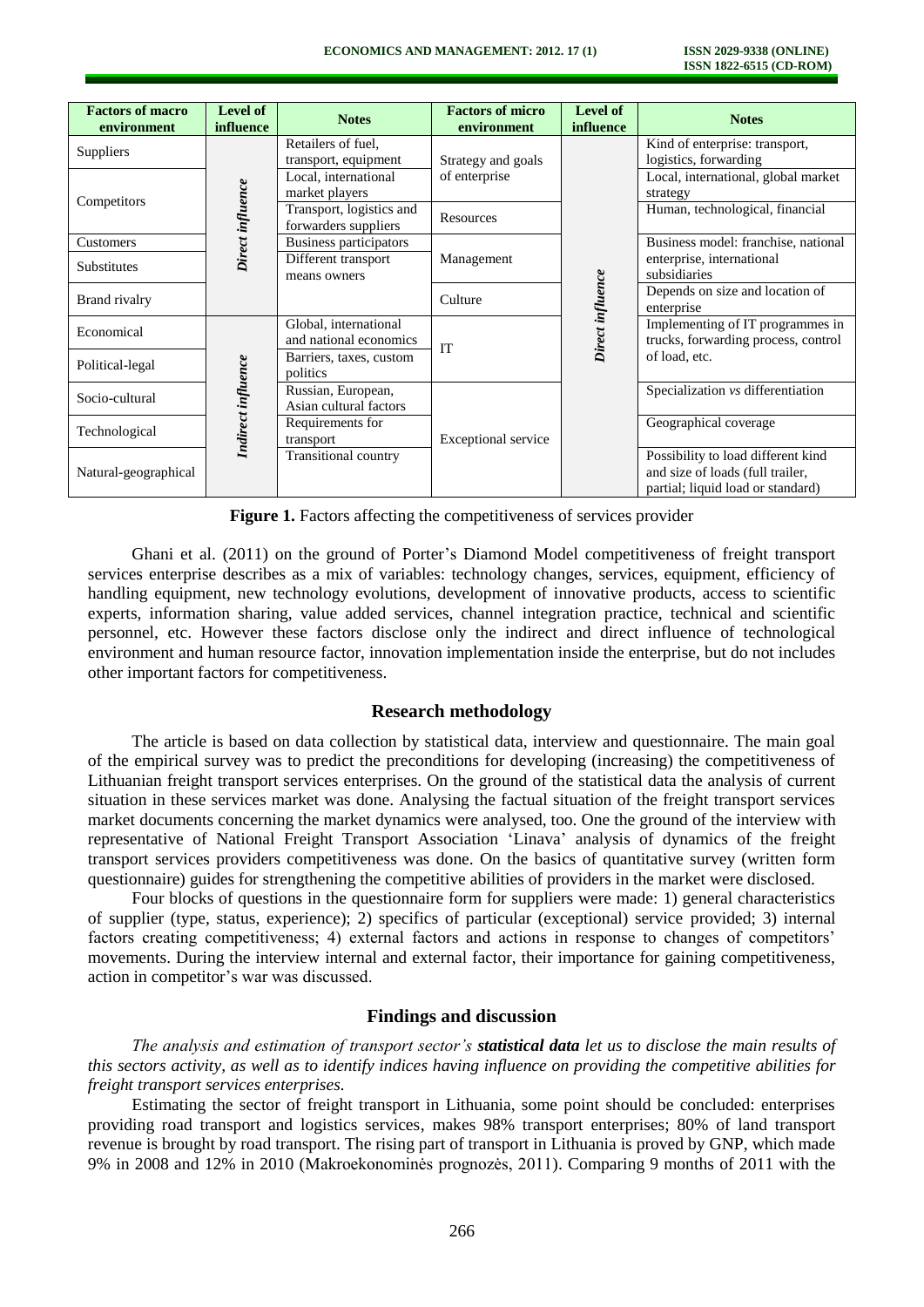| Factors of macro environment | Level of influence | Notes | Factors of micro environment | Level of influence | Notes |
|---|---|---|---|---|---|
| Suppliers | *Direct influence* | Retailers of fuel, transport, equipment | Strategy and goals of enterprise | *Direct influence* | Kind of enterprise: transport, logistics, forwarding |
| Competitors | | Local, international market players | | | Local, international, global market strategy |
| | | Transport, logistics and forwarders suppliers | Resources | | Human, technological, financial |
| Customers | | Business participators | Management | | Business model: franchise, national enterprise, international subsidiaries |
| Substitutes | | Different transport means owners | | | |
| Brand rivalry | | | Culture | | Depends on size and location of enterprise |
| Economical | *Indirect influence* | Global, international and national economics | IT | | Implementing of IT programmes in trucks, forwarding process, control of load, etc. |
| Political-legal | | Barriers, taxes, custom politics | | | |
| Socio-cultural | | Russian, European, Asian cultural factors | Exceptional service | | Specialization *vs* differentiation |
| Technological | | Requirements for transport | | | Geographical coverage |
| Natural-geographical | | Transitional country | | | Possibility to load different kind and size of loads (full trailer, partial; liquid load or standard) |

**Figure 1.** Factors affecting the competitiveness of services provider

Ghani et al. (2011) on the ground of Porter's Diamond Model competitiveness of freight transport services enterprise describes as a mix of variables: technology changes, services, equipment, efficiency of handling equipment, new technology evolutions, development of innovative products, access to scientific experts, information sharing, value added services, channel integration practice, technical and scientific personnel, etc. However these factors disclose only the indirect and direct influence of technological environment and human resource factor, innovation implementation inside the enterprise, but do not includes other important factors for competitiveness.

## Research methodology

The article is based on data collection by statistical data, interview and questionnaire. The main goal of the empirical survey was to predict the preconditions for developing (increasing) the competitiveness of Lithuanian freight transport services enterprises. On the ground of the statistical data the analysis of current situation in these services market was done. Analysing the factual situation of the freight transport services market documents concerning the market dynamics were analysed, too. One the ground of the interview with representative of National Freight Transport Association 'Linava' analysis of dynamics of the freight transport services providers competitiveness was done. On the basics of quantitative survey (written form questionnaire) guides for strengthening the competitive abilities of providers in the market were disclosed.

Four blocks of questions in the questionnaire form for suppliers were made: 1) general characteristics of supplier (type, status, experience); 2) specifics of particular (exceptional) service provided; 3) internal factors creating competitiveness; 4) external factors and actions in response to changes of competitors' movements. During the interview internal and external factor, their importance for gaining competitiveness, action in competitor's war was discussed.

## Findings and discussion

*The analysis and estimation of transport sector's* ***statistical data*** *let us to disclose the main results of this sectors activity, as well as to identify indices having influence on providing the competitive abilities for freight transport services enterprises.*

Estimating the sector of freight transport in Lithuania, some point should be concluded: enterprises providing road transport and logistics services, makes 98% transport enterprises; 80% of land transport revenue is brought by road transport. The rising part of transport in Lithuania is proved by GNP, which made 9% in 2008 and 12% in 2010 (Makroekonominės prognozės, 2011). Comparing 9 months of 2011 with the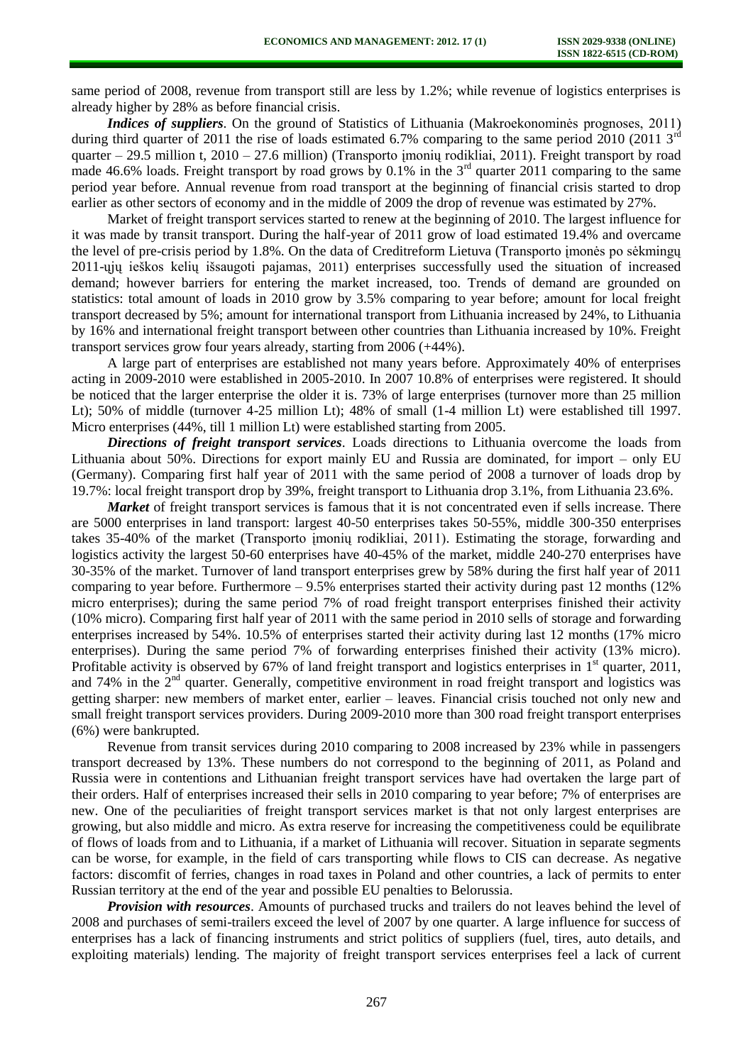same period of 2008, revenue from transport still are less by 1.2%; while revenue of logistics enterprises is already higher by 28% as before financial crisis.

***Indices of suppliers***. On the ground of Statistics of Lithuania (Makroekonominės prognoses, 2011) during third quarter of 2011 the rise of loads estimated 6.7% comparing to the same period 2010 (2011 3rd quarter – 29.5 million t, 2010 – 27.6 million) (Transporto įmonių rodikliai, 2011). Freight transport by road made 46.6% loads. Freight transport by road grows by 0.1% in the 3rd quarter 2011 comparing to the same period year before. Annual revenue from road transport at the beginning of financial crisis started to drop earlier as other sectors of economy and in the middle of 2009 the drop of revenue was estimated by 27%.

Market of freight transport services started to renew at the beginning of 2010. The largest influence for it was made by transit transport. During the half-year of 2011 grow of load estimated 19.4% and overcame the level of pre-crisis period by 1.8%. On the data of Creditreform Lietuva (Transporto įmonės po sėkmingų 2011-ųjų ieškos kelių išsaugoti pajamas, 2011) enterprises successfully used the situation of increased demand; however barriers for entering the market increased, too. Trends of demand are grounded on statistics: total amount of loads in 2010 grow by 3.5% comparing to year before; amount for local freight transport decreased by 5%; amount for international transport from Lithuania increased by 24%, to Lithuania by 16% and international freight transport between other countries than Lithuania increased by 10%. Freight transport services grow four years already, starting from 2006 (+44%).

A large part of enterprises are established not many years before. Approximately 40% of enterprises acting in 2009-2010 were established in 2005-2010. In 2007 10.8% of enterprises were registered. It should be noticed that the larger enterprise the older it is. 73% of large enterprises (turnover more than 25 million Lt); 50% of middle (turnover 4-25 million Lt); 48% of small (1-4 million Lt) were established till 1997. Micro enterprises (44%, till 1 million Lt) were established starting from 2005.

***Directions of freight transport services***. Loads directions to Lithuania overcome the loads from Lithuania about 50%. Directions for export mainly EU and Russia are dominated, for import – only EU (Germany). Comparing first half year of 2011 with the same period of 2008 a turnover of loads drop by 19.7%: local freight transport drop by 39%, freight transport to Lithuania drop 3.1%, from Lithuania 23.6%.

***Market*** of freight transport services is famous that it is not concentrated even if sells increase. There are 5000 enterprises in land transport: largest 40-50 enterprises takes 50-55%, middle 300-350 enterprises takes 35-40% of the market (Transporto įmonių rodikliai, 2011). Estimating the storage, forwarding and logistics activity the largest 50-60 enterprises have 40-45% of the market, middle 240-270 enterprises have 30-35% of the market. Turnover of land transport enterprises grew by 58% during the first half year of 2011 comparing to year before. Furthermore – 9.5% enterprises started their activity during past 12 months (12% micro enterprises); during the same period 7% of road freight transport enterprises finished their activity (10% micro). Comparing first half year of 2011 with the same period in 2010 sells of storage and forwarding enterprises increased by 54%. 10.5% of enterprises started their activity during last 12 months (17% micro enterprises). During the same period 7% of forwarding enterprises finished their activity (13% micro). Profitable activity is observed by 67% of land freight transport and logistics enterprises in 1st quarter, 2011, and 74% in the 2nd quarter. Generally, competitive environment in road freight transport and logistics was getting sharper: new members of market enter, earlier – leaves. Financial crisis touched not only new and small freight transport services providers. During 2009-2010 more than 300 road freight transport enterprises (6%) were bankrupted.

Revenue from transit services during 2010 comparing to 2008 increased by 23% while in passengers transport decreased by 13%. These numbers do not correspond to the beginning of 2011, as Poland and Russia were in contentions and Lithuanian freight transport services have had overtaken the large part of their orders. Half of enterprises increased their sells in 2010 comparing to year before; 7% of enterprises are new. One of the peculiarities of freight transport services market is that not only largest enterprises are growing, but also middle and micro. As extra reserve for increasing the competitiveness could be equilibrate of flows of loads from and to Lithuania, if a market of Lithuania will recover. Situation in separate segments can be worse, for example, in the field of cars transporting while flows to CIS can decrease. As negative factors: discomfit of ferries, changes in road taxes in Poland and other countries, a lack of permits to enter Russian territory at the end of the year and possible EU penalties to Belorussia.

***Provision with resources***. Amounts of purchased trucks and trailers do not leaves behind the level of 2008 and purchases of semi-trailers exceed the level of 2007 by one quarter. A large influence for success of enterprises has a lack of financing instruments and strict politics of suppliers (fuel, tires, auto details, and exploiting materials) lending. The majority of freight transport services enterprises feel a lack of current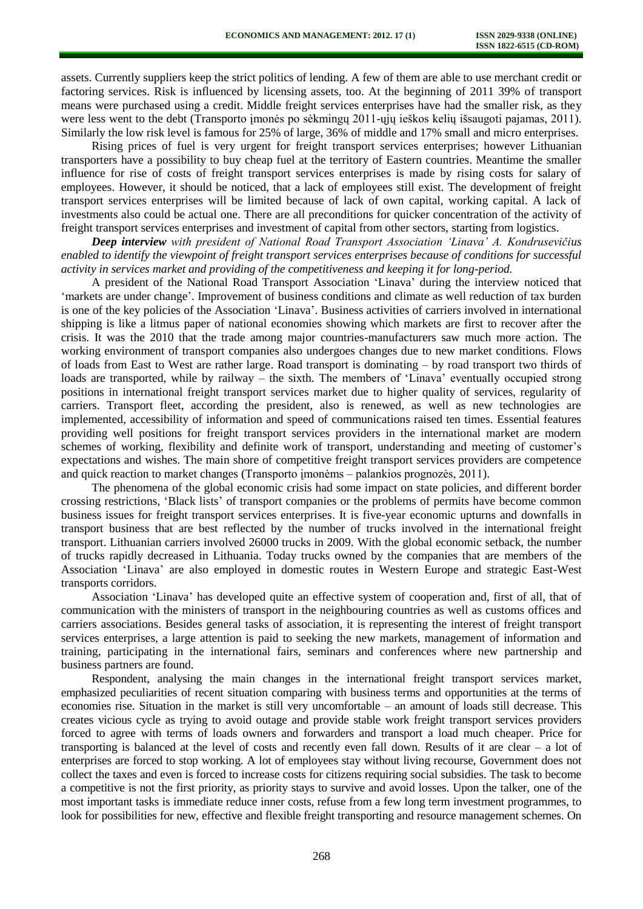assets. Currently suppliers keep the strict politics of lending. A few of them are able to use merchant credit or factoring services. Risk is influenced by licensing assets, too. At the beginning of 2011 39% of transport means were purchased using a credit. Middle freight services enterprises have had the smaller risk, as they were less went to the debt (Transporto įmonės po sėkmingų 2011-ųjų ieškos kelių išsaugoti pajamas, 2011). Similarly the low risk level is famous for 25% of large, 36% of middle and 17% small and micro enterprises.

Rising prices of fuel is very urgent for freight transport services enterprises; however Lithuanian transporters have a possibility to buy cheap fuel at the territory of Eastern countries. Meantime the smaller influence for rise of costs of freight transport services enterprises is made by rising costs for salary of employees. However, it should be noticed, that a lack of employees still exist. The development of freight transport services enterprises will be limited because of lack of own capital, working capital. A lack of investments also could be actual one. There are all preconditions for quicker concentration of the activity of freight transport services enterprises and investment of capital from other sectors, starting from logistics.

***Deep interview*** *with president of National Road Transport Association 'Linava' A. Kondrusevičius enabled to identify the viewpoint of freight transport services enterprises because of conditions for successful activity in services market and providing of the competitiveness and keeping it for long-period.*

A president of the National Road Transport Association 'Linava' during the interview noticed that 'markets are under change'. Improvement of business conditions and climate as well reduction of tax burden is one of the key policies of the Association 'Linava'. Business activities of carriers involved in international shipping is like a litmus paper of national economies showing which markets are first to recover after the crisis. It was the 2010 that the trade among major countries-manufacturers saw much more action. The working environment of transport companies also undergoes changes due to new market conditions. Flows of loads from East to West are rather large. Road transport is dominating – by road transport two thirds of loads are transported, while by railway – the sixth. The members of 'Linava' eventually occupied strong positions in international freight transport services market due to higher quality of services, regularity of carriers. Transport fleet, according the president, also is renewed, as well as new technologies are implemented, accessibility of information and speed of communications raised ten times. Essential features providing well positions for freight transport services providers in the international market are modern schemes of working, flexibility and definite work of transport, understanding and meeting of customer's expectations and wishes. The main shore of competitive freight transport services providers are competence and quick reaction to market changes (Transporto įmonėms – palankios prognozės, 2011).

The phenomena of the global economic crisis had some impact on state policies, and different border crossing restrictions, 'Black lists' of transport companies or the problems of permits have become common business issues for freight transport services enterprises. It is five-year economic upturns and downfalls in transport business that are best reflected by the number of trucks involved in the international freight transport. Lithuanian carriers involved 26000 trucks in 2009. With the global economic setback, the number of trucks rapidly decreased in Lithuania. Today trucks owned by the companies that are members of the Association 'Linava' are also employed in domestic routes in Western Europe and strategic East-West transports corridors.

Association 'Linava' has developed quite an effective system of cooperation and, first of all, that of communication with the ministers of transport in the neighbouring countries as well as customs offices and carriers associations. Besides general tasks of association, it is representing the interest of freight transport services enterprises, a large attention is paid to seeking the new markets, management of information and training, participating in the international fairs, seminars and conferences where new partnership and business partners are found.

Respondent, analysing the main changes in the international freight transport services market, emphasized peculiarities of recent situation comparing with business terms and opportunities at the terms of economies rise. Situation in the market is still very uncomfortable – an amount of loads still decrease. This creates vicious cycle as trying to avoid outage and provide stable work freight transport services providers forced to agree with terms of loads owners and forwarders and transport a load much cheaper. Price for transporting is balanced at the level of costs and recently even fall down. Results of it are clear – a lot of enterprises are forced to stop working. A lot of employees stay without living recourse, Government does not collect the taxes and even is forced to increase costs for citizens requiring social subsidies. The task to become a competitive is not the first priority, as priority stays to survive and avoid losses. Upon the talker, one of the most important tasks is immediate reduce inner costs, refuse from a few long term investment programmes, to look for possibilities for new, effective and flexible freight transporting and resource management schemes. On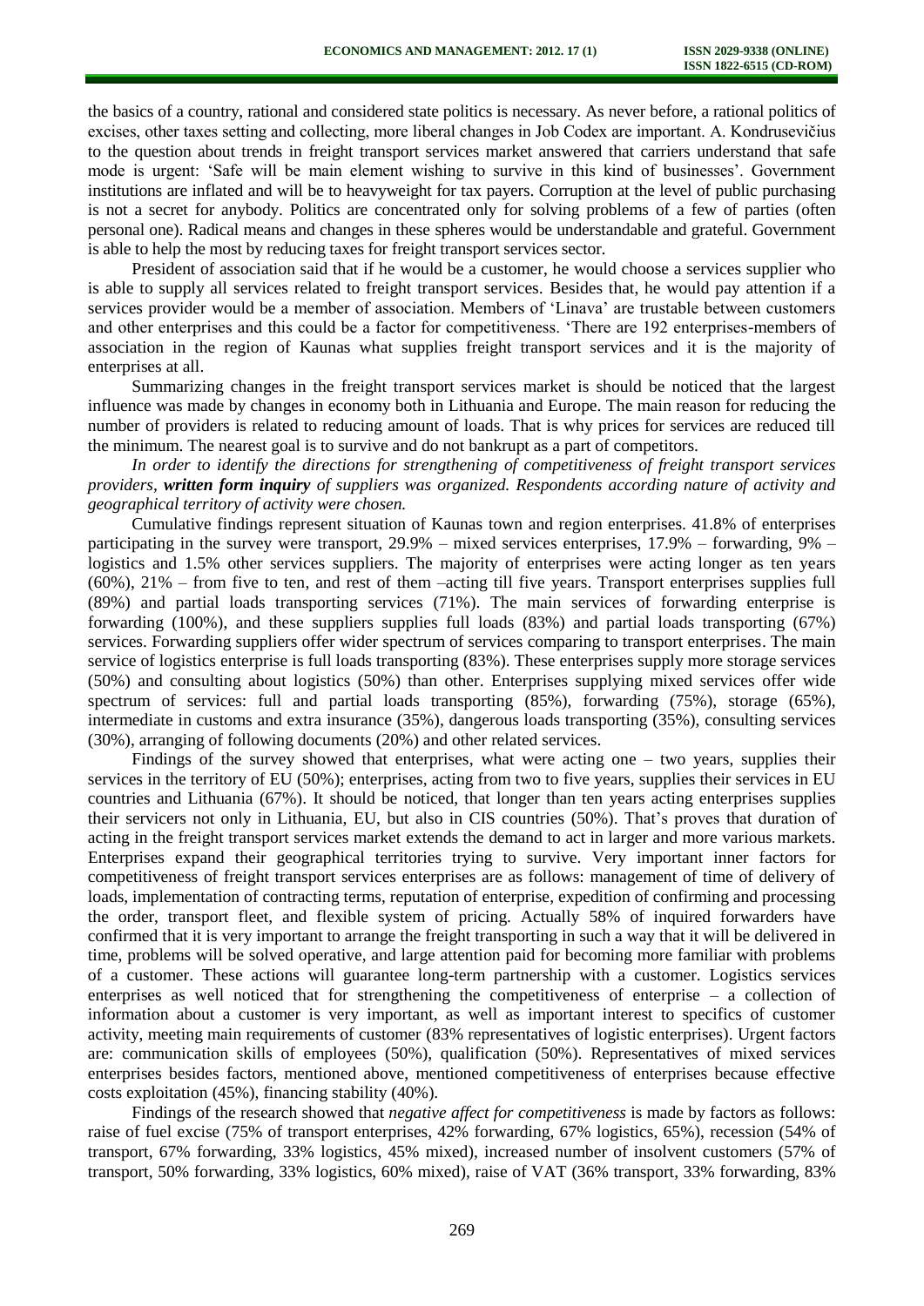the basics of a country, rational and considered state politics is necessary. As never before, a rational politics of excises, other taxes setting and collecting, more liberal changes in Job Codex are important. A. Kondrusevičius to the question about trends in freight transport services market answered that carriers understand that safe mode is urgent: 'Safe will be main element wishing to survive in this kind of businesses'. Government institutions are inflated and will be to heavyweight for tax payers. Corruption at the level of public purchasing is not a secret for anybody. Politics are concentrated only for solving problems of a few of parties (often personal one). Radical means and changes in these spheres would be understandable and grateful. Government is able to help the most by reducing taxes for freight transport services sector.

President of association said that if he would be a customer, he would choose a services supplier who is able to supply all services related to freight transport services. Besides that, he would pay attention if a services provider would be a member of association. Members of 'Linava' are trustable between customers and other enterprises and this could be a factor for competitiveness. 'There are 192 enterprises-members of association in the region of Kaunas what supplies freight transport services and it is the majority of enterprises at all.

Summarizing changes in the freight transport services market is should be noticed that the largest influence was made by changes in economy both in Lithuania and Europe. The main reason for reducing the number of providers is related to reducing amount of loads. That is why prices for services are reduced till the minimum. The nearest goal is to survive and do not bankrupt as a part of competitors.

*In order to identify the directions for strengthening of competitiveness of freight transport services providers, **written form inquiry** of suppliers was organized. Respondents according nature of activity and geographical territory of activity were chosen.*

Cumulative findings represent situation of Kaunas town and region enterprises. 41.8% of enterprises participating in the survey were transport, 29.9% – mixed services enterprises, 17.9% – forwarding, 9% – logistics and 1.5% other services suppliers. The majority of enterprises were acting longer as ten years (60%), 21% – from five to ten, and rest of them –acting till five years. Transport enterprises supplies full (89%) and partial loads transporting services (71%). The main services of forwarding enterprise is forwarding (100%), and these suppliers supplies full loads (83%) and partial loads transporting (67%) services. Forwarding suppliers offer wider spectrum of services comparing to transport enterprises. The main service of logistics enterprise is full loads transporting (83%). These enterprises supply more storage services (50%) and consulting about logistics (50%) than other. Enterprises supplying mixed services offer wide spectrum of services: full and partial loads transporting (85%), forwarding (75%), storage (65%), intermediate in customs and extra insurance (35%), dangerous loads transporting (35%), consulting services (30%), arranging of following documents (20%) and other related services.

Findings of the survey showed that enterprises, what were acting one – two years, supplies their services in the territory of EU (50%); enterprises, acting from two to five years, supplies their services in EU countries and Lithuania (67%). It should be noticed, that longer than ten years acting enterprises supplies their servicers not only in Lithuania, EU, but also in CIS countries (50%). That's proves that duration of acting in the freight transport services market extends the demand to act in larger and more various markets. Enterprises expand their geographical territories trying to survive. Very important inner factors for competitiveness of freight transport services enterprises are as follows: management of time of delivery of loads, implementation of contracting terms, reputation of enterprise, expedition of confirming and processing the order, transport fleet, and flexible system of pricing. Actually 58% of inquired forwarders have confirmed that it is very important to arrange the freight transporting in such a way that it will be delivered in time, problems will be solved operative, and large attention paid for becoming more familiar with problems of a customer. These actions will guarantee long-term partnership with a customer. Logistics services enterprises as well noticed that for strengthening the competitiveness of enterprise – a collection of information about a customer is very important, as well as important interest to specifics of customer activity, meeting main requirements of customer (83% representatives of logistic enterprises). Urgent factors are: communication skills of employees (50%), qualification (50%). Representatives of mixed services enterprises besides factors, mentioned above, mentioned competitiveness of enterprises because effective costs exploitation (45%), financing stability (40%).

Findings of the research showed that *negative affect for competitiveness* is made by factors as follows: raise of fuel excise (75% of transport enterprises, 42% forwarding, 67% logistics, 65%), recession (54% of transport, 67% forwarding, 33% logistics, 45% mixed), increased number of insolvent customers (57% of transport, 50% forwarding, 33% logistics, 60% mixed), raise of VAT (36% transport, 33% forwarding, 83%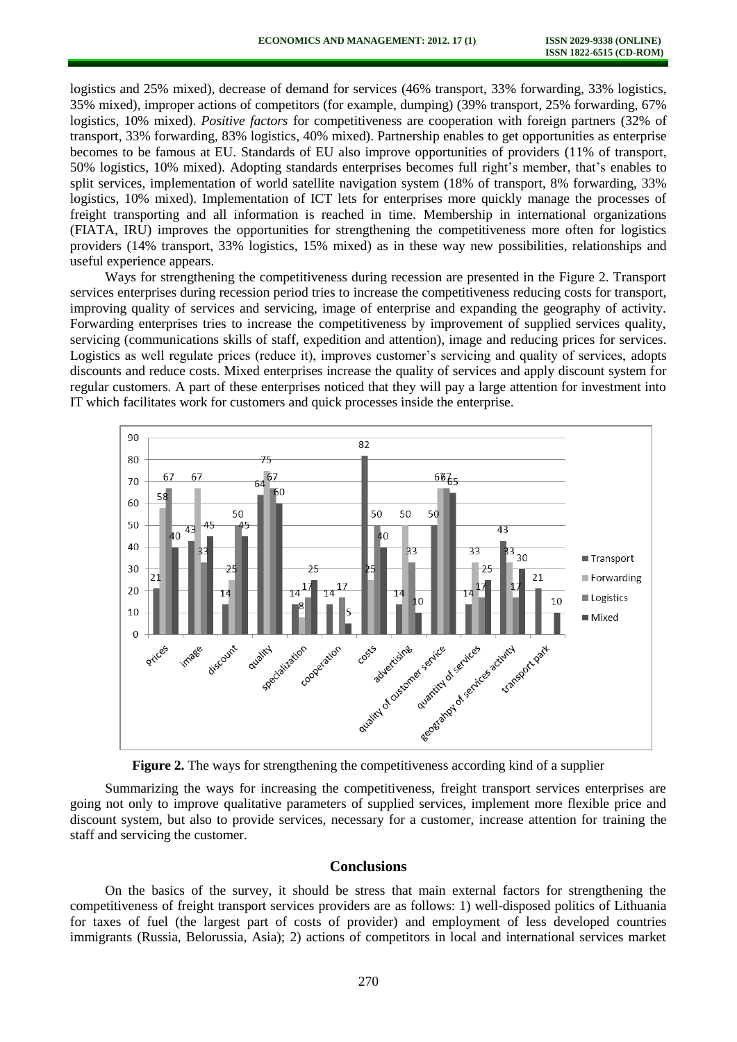logistics and 25% mixed), decrease of demand for services (46% transport, 33% forwarding, 33% logistics, 35% mixed), improper actions of competitors (for example, dumping) (39% transport, 25% forwarding, 67% logistics, 10% mixed). *Positive factors* for competitiveness are cooperation with foreign partners (32% of transport, 33% forwarding, 83% logistics, 40% mixed). Partnership enables to get opportunities as enterprise becomes to be famous at EU. Standards of EU also improve opportunities of providers (11% of transport, 50% logistics, 10% mixed). Adopting standards enterprises becomes full right's member, that's enables to split services, implementation of world satellite navigation system (18% of transport, 8% forwarding, 33% logistics, 10% mixed). Implementation of ICT lets for enterprises more quickly manage the processes of freight transporting and all information is reached in time. Membership in international organizations (FIATA, IRU) improves the opportunities for strengthening the competitiveness more often for logistics providers (14% transport, 33% logistics, 15% mixed) as in these way new possibilities, relationships and useful experience appears.

Ways for strengthening the competitiveness during recession are presented in the Figure 2. Transport services enterprises during recession period tries to increase the competitiveness reducing costs for transport, improving quality of services and servicing, image of enterprise and expanding the geography of activity. Forwarding enterprises tries to increase the competitiveness by improvement of supplied services quality, servicing (communications skills of staff, expedition and attention), image and reducing prices for services. Logistics as well regulate prices (reduce it), improves customer's servicing and quality of services, adopts discounts and reduce costs. Mixed enterprises increase the quality of services and apply discount system for regular customers. A part of these enterprises noticed that they will pay a large attention for investment into IT which facilitates work for customers and quick processes inside the enterprise.

| | Transport | Forwarding | Logistics | Mixed |
|---|---|---|---|---|
| Prices | 21 | 58 | 67 | 40 |
| image | 43 | 67 | 33 | 45 |
| discount | 14 | 25 | 50 | 45 |
| quality | 64 | 75 | 67 | 60 |
| specialization | 14 | 8 | 17 | 25 |
| cooperation | 14 | | 17 | 5 |
| costs | 82 | 25 | 50 | 40 |
| advertising | 14 | 50 | 33 | 10 |
| quality of customer service | 50 | 67 | 67 | 65 |
| quantity of services | 14 | 33 | 17 | 25 |
| geograhpy of services activity | 43 | 33 | 17 | 30 |
| transport park | 21 | | | 10 |

**Figure 2.** The ways for strengthening the competitiveness according kind of a supplier

Summarizing the ways for increasing the competitiveness, freight transport services enterprises are going not only to improve qualitative parameters of supplied services, implement more flexible price and discount system, but also to provide services, necessary for a customer, increase attention for training the staff and servicing the customer.

## Conclusions

On the basics of the survey, it should be stress that main external factors for strengthening the competitiveness of freight transport services providers are as follows: 1) well-disposed politics of Lithuania for taxes of fuel (the largest part of costs of provider) and employment of less developed countries immigrants (Russia, Belorussia, Asia); 2) actions of competitors in local and international services market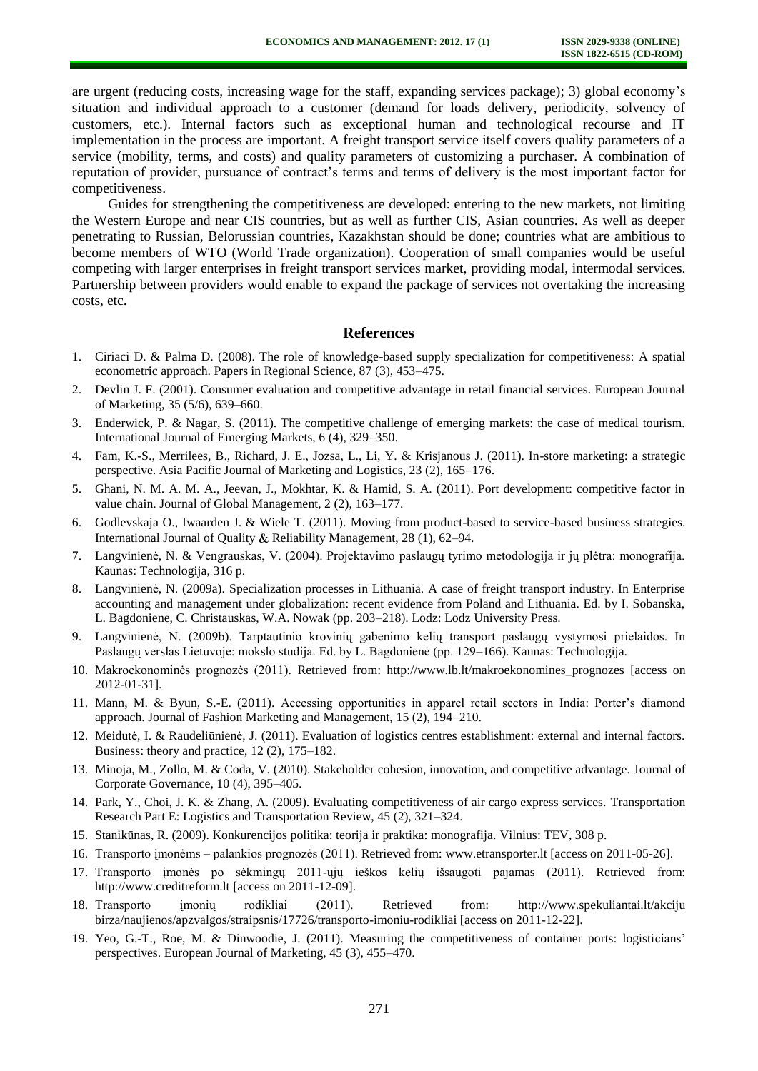are urgent (reducing costs, increasing wage for the staff, expanding services package); 3) global economy's situation and individual approach to a customer (demand for loads delivery, periodicity, solvency of customers, etc.). Internal factors such as exceptional human and technological recourse and IT implementation in the process are important. A freight transport service itself covers quality parameters of a service (mobility, terms, and costs) and quality parameters of customizing a purchaser. A combination of reputation of provider, pursuance of contract's terms and terms of delivery is the most important factor for competitiveness.

Guides for strengthening the competitiveness are developed: entering to the new markets, not limiting the Western Europe and near CIS countries, but as well as further CIS, Asian countries. As well as deeper penetrating to Russian, Belorussian countries, Kazakhstan should be done; countries what are ambitious to become members of WTO (World Trade organization). Cooperation of small companies would be useful competing with larger enterprises in freight transport services market, providing modal, intermodal services. Partnership between providers would enable to expand the package of services not overtaking the increasing costs, etc.

## References

1. Ciriaci D. & Palma D. (2008). The role of knowledge-based supply specialization for competitiveness: A spatial econometric approach. Papers in Regional Science, 87 (3), 453–475.
2. Devlin J. F. (2001). Consumer evaluation and competitive advantage in retail financial services. European Journal of Marketing, 35 (5/6), 639–660.
3. Enderwick, P. & Nagar, S. (2011). The competitive challenge of emerging markets: the case of medical tourism. International Journal of Emerging Markets, 6 (4), 329–350.
4. Fam, K.-S., Merrilees, B., Richard, J. E., Jozsa, L., Li, Y. & Krisjanous J. (2011). In-store marketing: a strategic perspective. Asia Pacific Journal of Marketing and Logistics, 23 (2), 165–176.
5. Ghani, N. M. A. M. A., Jeevan, J., Mokhtar, K. & Hamid, S. A. (2011). Port development: competitive factor in value chain. Journal of Global Management, 2 (2), 163–177.
6. Godlevskaja O., Iwaarden J. & Wiele T. (2011). Moving from product-based to service-based business strategies. International Journal of Quality & Reliability Management, 28 (1), 62–94.
7. Langvinienė, N. & Vengrauskas, V. (2004). Projektavimo paslaugų tyrimo metodologija ir jų plėtra: monografija. Kaunas: Technologija, 316 p.
8. Langvinienė, N. (2009a). Specialization processes in Lithuania. A case of freight transport industry. In Enterprise accounting and management under globalization: recent evidence from Poland and Lithuania. Ed. by I. Sobanska, L. Bagdoniene, C. Christauskas, W.A. Nowak (pp. 203–218). Lodz: Lodz University Press.
9. Langvinienė, N. (2009b). Tarptautinio krovinių gabenimo kelių transport paslaugų vystymosi prielaidos. In Paslaugų verslas Lietuvoje: mokslo studija. Ed. by L. Bagdonienė (pp. 129–166). Kaunas: Technologija.
10. Makroekonominės prognozės (2011). Retrieved from: http://www.lb.lt/makroekonomines_prognozes [access on 2012-01-31].
11. Mann, M. & Byun, S.-E. (2011). Accessing opportunities in apparel retail sectors in India: Porter's diamond approach. Journal of Fashion Marketing and Management, 15 (2), 194–210.
12. Meidutė, I. & Raudeliūnienė, J. (2011). Evaluation of logistics centres establishment: external and internal factors. Business: theory and practice, 12 (2), 175–182.
13. Minoja, M., Zollo, M. & Coda, V. (2010). Stakeholder cohesion, innovation, and competitive advantage. Journal of Corporate Governance, 10 (4), 395–405.
14. Park, Y., Choi, J. K. & Zhang, A. (2009). Evaluating competitiveness of air cargo express services. Transportation Research Part E: Logistics and Transportation Review, 45 (2), 321–324.
15. Stanikūnas, R. (2009). Konkurencijos politika: teorija ir praktika: monografija. Vilnius: TEV, 308 p.
16. Transporto įmonėms – palankios prognozės (2011). Retrieved from: www.etransporter.lt [access on 2011-05-26].
17. Transporto įmonės po sėkmingų 2011-ųjų ieškos kelių išsaugoti pajamas (2011). Retrieved from: http://www.creditreform.lt [access on 2011-12-09].
18. Transporto įmonių rodikliai (2011). Retrieved from: http://www.spekuliantai.lt/akciju birza/naujienos/apzvalgos/straipsnis/17726/transporto-imoniu-rodikliai [access on 2011-12-22].
19. Yeo, G.-T., Roe, M. & Dinwoodie, J. (2011). Measuring the competitiveness of container ports: logisticians' perspectives. European Journal of Marketing, 45 (3), 455–470.